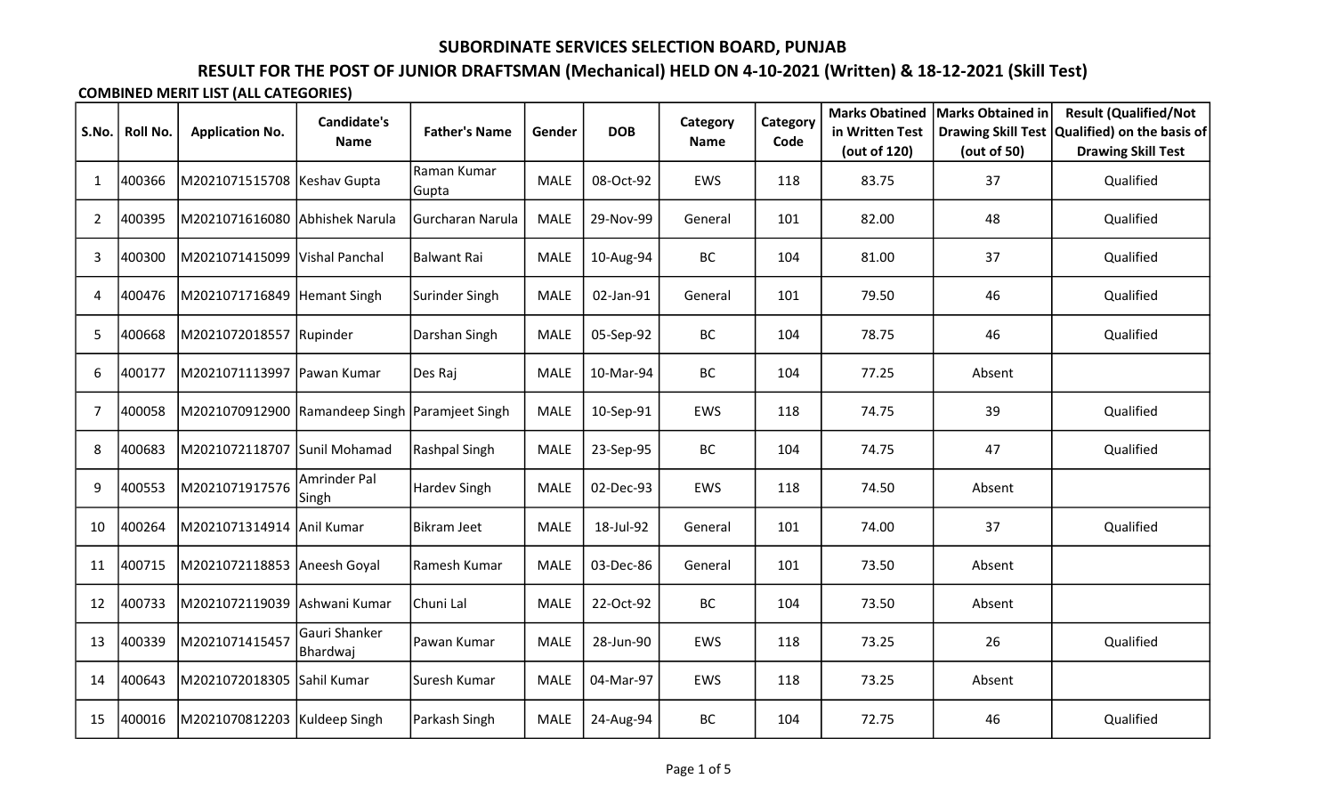# SUBORDINATE SERVICES SELECTION BOARD, PUNJAB

## RESULT FOR THE POST OF JUNIOR DRAFTSMAN (Mechanical) HELD ON 4-10-2021 (Written) & 18-12-2021 (Skill Test)

**COMBINED MERIT LIST (ALL CATEGORIES)**

| S.No. | Roll No. | Application No. | Candidate's Name | Father's Name | Gender | DOB | Category Name | Category Code | Marks Obatined in Written Test (out of 120) | Marks Obtained in Drawing Skill Test (out of 50) | Result (Qualified/Not Qualified) on the basis of Drawing Skill Test |
|---|---|---|---|---|---|---|---|---|---|---|---|
| 1 | 400366 | M2021071515708 | Keshav Gupta | Raman Kumar Gupta | MALE | 08-Oct-92 | EWS | 118 | 83.75 | 37 | Qualified |
| 2 | 400395 | M2021071616080 | Abhishek Narula | Gurcharan Narula | MALE | 29-Nov-99 | General | 101 | 82.00 | 48 | Qualified |
| 3 | 400300 | M2021071415099 | Vishal Panchal | Balwant Rai | MALE | 10-Aug-94 | BC | 104 | 81.00 | 37 | Qualified |
| 4 | 400476 | M2021071716849 | Hemant Singh | Surinder Singh | MALE | 02-Jan-91 | General | 101 | 79.50 | 46 | Qualified |
| 5 | 400668 | M2021072018557 | Rupinder | Darshan Singh | MALE | 05-Sep-92 | BC | 104 | 78.75 | 46 | Qualified |
| 6 | 400177 | M2021071113997 | Pawan Kumar | Des Raj | MALE | 10-Mar-94 | BC | 104 | 77.25 | Absent | |
| 7 | 400058 | M2021070912900 | Ramandeep Singh | Paramjeet Singh | MALE | 10-Sep-91 | EWS | 118 | 74.75 | 39 | Qualified |
| 8 | 400683 | M2021072118707 | Sunil Mohamad | Rashpal Singh | MALE | 23-Sep-95 | BC | 104 | 74.75 | 47 | Qualified |
| 9 | 400553 | M2021071917576 | Amrinder Pal Singh | Hardev Singh | MALE | 02-Dec-93 | EWS | 118 | 74.50 | Absent | |
| 10 | 400264 | M2021071314914 | Anil Kumar | Bikram Jeet | MALE | 18-Jul-92 | General | 101 | 74.00 | 37 | Qualified |
| 11 | 400715 | M2021072118853 | Aneesh Goyal | Ramesh Kumar | MALE | 03-Dec-86 | General | 101 | 73.50 | Absent | |
| 12 | 400733 | M2021072119039 | Ashwani Kumar | Chuni Lal | MALE | 22-Oct-92 | BC | 104 | 73.50 | Absent | |
| 13 | 400339 | M2021071415457 | Gauri Shanker Bhardwaj | Pawan Kumar | MALE | 28-Jun-90 | EWS | 118 | 73.25 | 26 | Qualified |
| 14 | 400643 | M2021072018305 | Sahil Kumar | Suresh Kumar | MALE | 04-Mar-97 | EWS | 118 | 73.25 | Absent | |
| 15 | 400016 | M2021070812203 | Kuldeep Singh | Parkash Singh | MALE | 24-Aug-94 | BC | 104 | 72.75 | 46 | Qualified |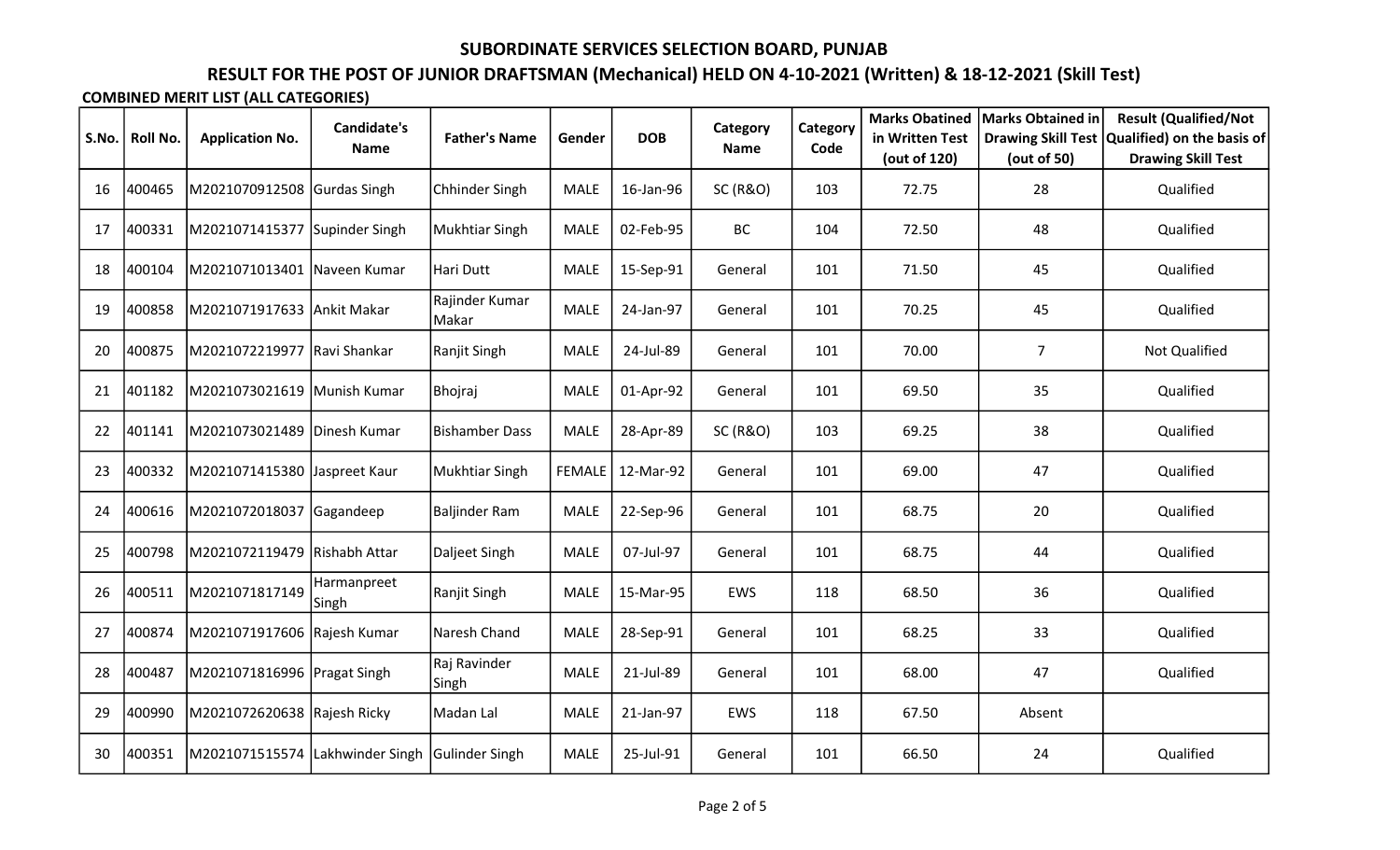# SUBORDINATE SERVICES SELECTION BOARD, PUNJAB

## RESULT FOR THE POST OF JUNIOR DRAFTSMAN (Mechanical) HELD ON 4-10-2021 (Written) & 18-12-2021 (Skill Test)

**COMBINED MERIT LIST (ALL CATEGORIES)**

| S.No. | Roll No. | Application No. | Candidate's Name | Father's Name | Gender | DOB | Category Name | Category Code | Marks Obatined in Written Test (out of 120) | Marks Obtained in Drawing Skill Test (out of 50) | Result (Qualified/Not Qualified) on the basis of Drawing Skill Test |
|---|---|---|---|---|---|---|---|---|---|---|---|
| 16 | 400465 | M2021070912508 | Gurdas Singh | Chhinder Singh | MALE | 16-Jan-96 | SC (R&O) | 103 | 72.75 | 28 | Qualified |
| 17 | 400331 | M2021071415377 | Supinder Singh | Mukhtiar Singh | MALE | 02-Feb-95 | BC | 104 | 72.50 | 48 | Qualified |
| 18 | 400104 | M2021071013401 | Naveen Kumar | Hari Dutt | MALE | 15-Sep-91 | General | 101 | 71.50 | 45 | Qualified |
| 19 | 400858 | M2021071917633 | Ankit Makar | Rajinder Kumar Makar | MALE | 24-Jan-97 | General | 101 | 70.25 | 45 | Qualified |
| 20 | 400875 | M2021072219977 | Ravi Shankar | Ranjit Singh | MALE | 24-Jul-89 | General | 101 | 70.00 | 7 | Not Qualified |
| 21 | 401182 | M2021073021619 | Munish Kumar | Bhojraj | MALE | 01-Apr-92 | General | 101 | 69.50 | 35 | Qualified |
| 22 | 401141 | M2021073021489 | Dinesh Kumar | Bishamber Dass | MALE | 28-Apr-89 | SC (R&O) | 103 | 69.25 | 38 | Qualified |
| 23 | 400332 | M2021071415380 | Jaspreet Kaur | Mukhtiar Singh | FEMALE | 12-Mar-92 | General | 101 | 69.00 | 47 | Qualified |
| 24 | 400616 | M2021072018037 | Gagandeep | Baljinder Ram | MALE | 22-Sep-96 | General | 101 | 68.75 | 20 | Qualified |
| 25 | 400798 | M2021072119479 | Rishabh Attar | Daljeet Singh | MALE | 07-Jul-97 | General | 101 | 68.75 | 44 | Qualified |
| 26 | 400511 | M2021071817149 | Harmanpreet Singh | Ranjit Singh | MALE | 15-Mar-95 | EWS | 118 | 68.50 | 36 | Qualified |
| 27 | 400874 | M2021071917606 | Rajesh Kumar | Naresh Chand | MALE | 28-Sep-91 | General | 101 | 68.25 | 33 | Qualified |
| 28 | 400487 | M2021071816996 | Pragat Singh | Raj Ravinder Singh | MALE | 21-Jul-89 | General | 101 | 68.00 | 47 | Qualified |
| 29 | 400990 | M2021072620638 | Rajesh Ricky | Madan Lal | MALE | 21-Jan-97 | EWS | 118 | 67.50 | Absent | |
| 30 | 400351 | M2021071515574 | Lakhwinder Singh | Gulinder Singh | MALE | 25-Jul-91 | General | 101 | 66.50 | 24 | Qualified |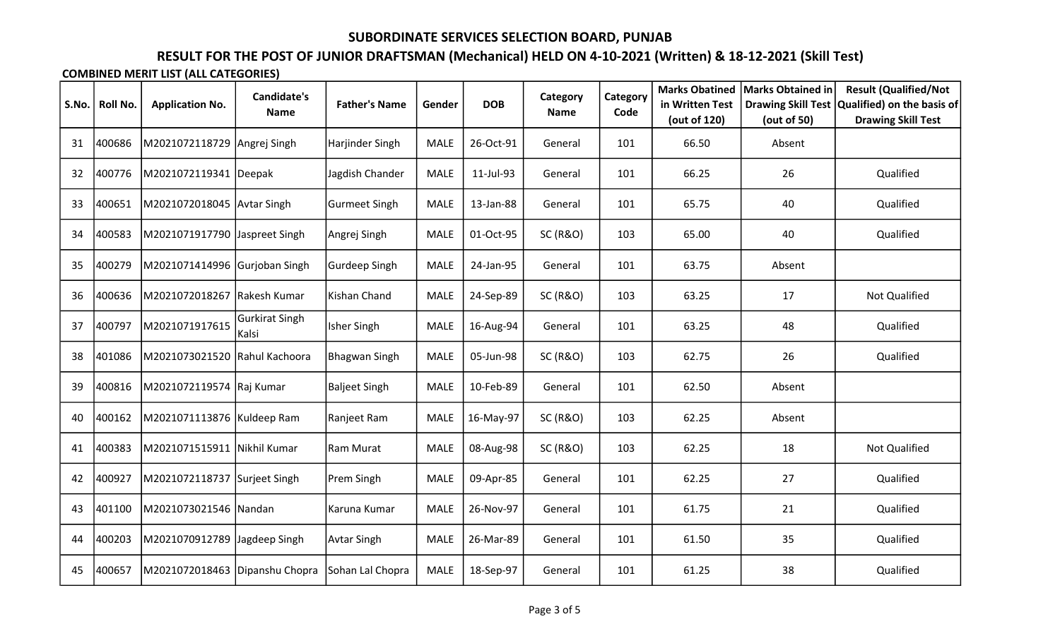## SUBORDINATE SERVICES SELECTION BOARD, PUNJAB

## RESULT FOR THE POST OF JUNIOR DRAFTSMAN (Mechanical) HELD ON 4-10-2021 (Written) & 18-12-2021 (Skill Test)

**COMBINED MERIT LIST (ALL CATEGORIES)**

| S.No. | Roll No. | Application No. | Candidate's Name | Father's Name | Gender | DOB | Category Name | Category Code | Marks Obatined in Written Test (out of 120) | Marks Obtained in Drawing Skill Test (out of 50) | Result (Qualified/Not Qualified) on the basis of Drawing Skill Test |
|---|---|---|---|---|---|---|---|---|---|---|---|
| 31 | 400686 | M2021072118729 | Angrej Singh | Harjinder Singh | MALE | 26-Oct-91 | General | 101 | 66.50 | Absent | |
| 32 | 400776 | M2021072119341 | Deepak | Jagdish Chander | MALE | 11-Jul-93 | General | 101 | 66.25 | 26 | Qualified |
| 33 | 400651 | M2021072018045 | Avtar Singh | Gurmeet Singh | MALE | 13-Jan-88 | General | 101 | 65.75 | 40 | Qualified |
| 34 | 400583 | M2021071917790 | Jaspreet Singh | Angrej Singh | MALE | 01-Oct-95 | SC (R&O) | 103 | 65.00 | 40 | Qualified |
| 35 | 400279 | M2021071414996 | Gurjoban Singh | Gurdeep Singh | MALE | 24-Jan-95 | General | 101 | 63.75 | Absent | |
| 36 | 400636 | M2021072018267 | Rakesh Kumar | Kishan Chand | MALE | 24-Sep-89 | SC (R&O) | 103 | 63.25 | 17 | Not Qualified |
| 37 | 400797 | M2021071917615 | Gurkirat Singh Kalsi | Isher Singh | MALE | 16-Aug-94 | General | 101 | 63.25 | 48 | Qualified |
| 38 | 401086 | M2021073021520 | Rahul Kachoora | Bhagwan Singh | MALE | 05-Jun-98 | SC (R&O) | 103 | 62.75 | 26 | Qualified |
| 39 | 400816 | M2021072119574 | Raj Kumar | Baljeet Singh | MALE | 10-Feb-89 | General | 101 | 62.50 | Absent | |
| 40 | 400162 | M2021071113876 | Kuldeep Ram | Ranjeet Ram | MALE | 16-May-97 | SC (R&O) | 103 | 62.25 | Absent | |
| 41 | 400383 | M2021071515911 | Nikhil Kumar | Ram Murat | MALE | 08-Aug-98 | SC (R&O) | 103 | 62.25 | 18 | Not Qualified |
| 42 | 400927 | M2021072118737 | Surjeet Singh | Prem Singh | MALE | 09-Apr-85 | General | 101 | 62.25 | 27 | Qualified |
| 43 | 401100 | M2021073021546 | Nandan | Karuna Kumar | MALE | 26-Nov-97 | General | 101 | 61.75 | 21 | Qualified |
| 44 | 400203 | M2021070912789 | Jagdeep Singh | Avtar Singh | MALE | 26-Mar-89 | General | 101 | 61.50 | 35 | Qualified |
| 45 | 400657 | M2021072018463 | Dipanshu Chopra | Sohan Lal Chopra | MALE | 18-Sep-97 | General | 101 | 61.25 | 38 | Qualified |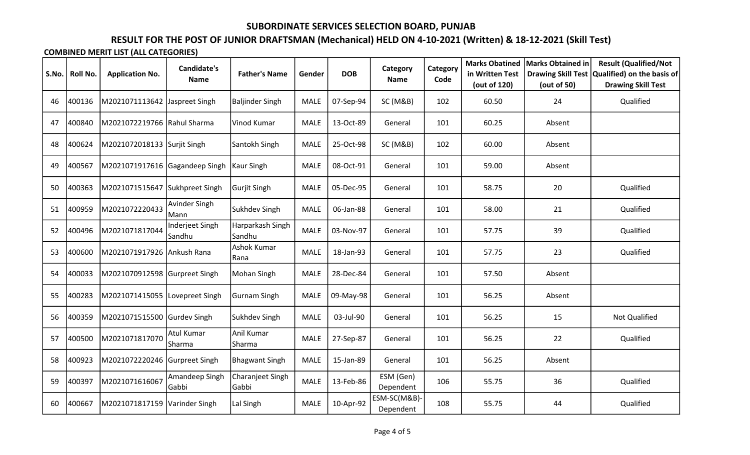# SUBORDINATE SERVICES SELECTION BOARD, PUNJAB

## RESULT FOR THE POST OF JUNIOR DRAFTSMAN (Mechanical) HELD ON 4-10-2021 (Written) & 18-12-2021 (Skill Test)

**COMBINED MERIT LIST (ALL CATEGORIES)**

| S.No. | Roll No. | Application No. | Candidate's Name | Father's Name | Gender | DOB | Category Name | Category Code | Marks Obatined in Written Test (out of 120) | Marks Obtained in Drawing Skill Test (out of 50) | Result (Qualified/Not Qualified) on the basis of Drawing Skill Test |
|---|---|---|---|---|---|---|---|---|---|---|---|
| 46 | 400136 | M2021071113642 | Jaspreet Singh | Baljinder Singh | MALE | 07-Sep-94 | SC (M&B) | 102 | 60.50 | 24 | Qualified |
| 47 | 400840 | M2021072219766 | Rahul Sharma | Vinod Kumar | MALE | 13-Oct-89 | General | 101 | 60.25 | Absent | |
| 48 | 400624 | M2021072018133 | Surjit Singh | Santokh Singh | MALE | 25-Oct-98 | SC (M&B) | 102 | 60.00 | Absent | |
| 49 | 400567 | M2021071917616 | Gagandeep Singh | Kaur Singh | MALE | 08-Oct-91 | General | 101 | 59.00 | Absent | |
| 50 | 400363 | M2021071515647 | Sukhpreet Singh | Gurjit Singh | MALE | 05-Dec-95 | General | 101 | 58.75 | 20 | Qualified |
| 51 | 400959 | M2021072220433 | Avinder Singh Mann | Sukhdev Singh | MALE | 06-Jan-88 | General | 101 | 58.00 | 21 | Qualified |
| 52 | 400496 | M2021071817044 | Inderjeet Singh Sandhu | Harparkash Singh Sandhu | MALE | 03-Nov-97 | General | 101 | 57.75 | 39 | Qualified |
| 53 | 400600 | M2021071917926 | Ankush Rana | Ashok Kumar Rana | MALE | 18-Jan-93 | General | 101 | 57.75 | 23 | Qualified |
| 54 | 400033 | M2021070912598 | Gurpreet Singh | Mohan Singh | MALE | 28-Dec-84 | General | 101 | 57.50 | Absent | |
| 55 | 400283 | M2021071415055 | Lovepreet Singh | Gurnam Singh | MALE | 09-May-98 | General | 101 | 56.25 | Absent | |
| 56 | 400359 | M2021071515500 | Gurdev Singh | Sukhdev Singh | MALE | 03-Jul-90 | General | 101 | 56.25 | 15 | Not Qualified |
| 57 | 400500 | M2021071817070 | Atul Kumar Sharma | Anil Kumar Sharma | MALE | 27-Sep-87 | General | 101 | 56.25 | 22 | Qualified |
| 58 | 400923 | M2021072220246 | Gurpreet Singh | Bhagwant Singh | MALE | 15-Jan-89 | General | 101 | 56.25 | Absent | |
| 59 | 400397 | M2021071616067 | Amandeep Singh Gabbi | Charanjeet Singh Gabbi | MALE | 13-Feb-86 | ESM (Gen) Dependent | 106 | 55.75 | 36 | Qualified |
| 60 | 400667 | M2021071817159 | Varinder Singh | Lal Singh | MALE | 10-Apr-92 | ESM-SC(M&B)-Dependent | 108 | 55.75 | 44 | Qualified |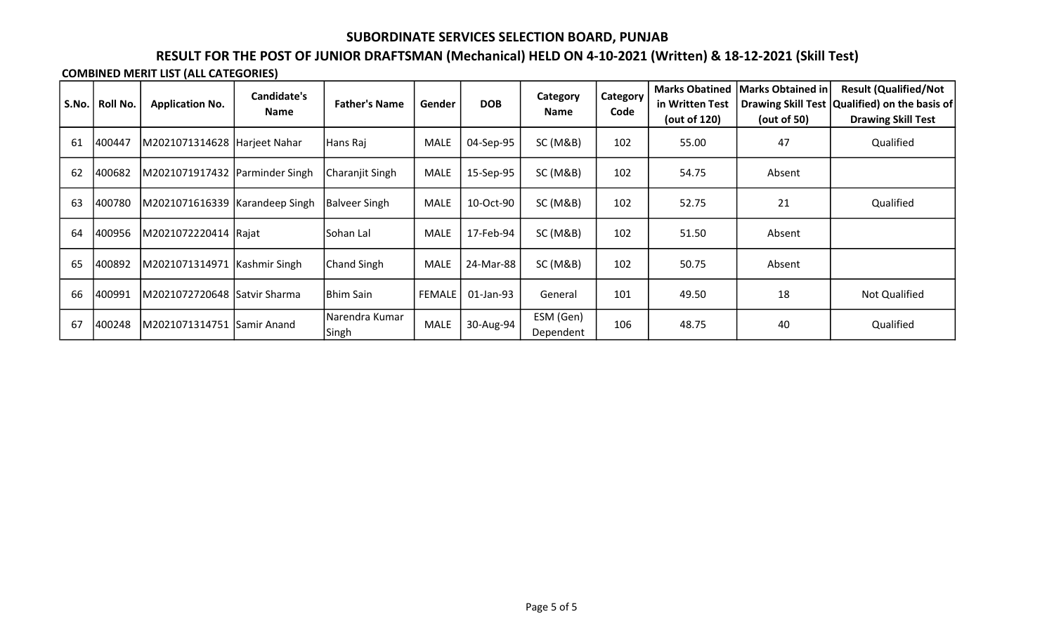## SUBORDINATE SERVICES SELECTION BOARD, PUNJAB

### RESULT FOR THE POST OF JUNIOR DRAFTSMAN (Mechanical) HELD ON 4-10-2021 (Written) & 18-12-2021 (Skill Test)

**COMBINED MERIT LIST (ALL CATEGORIES)**

| S.No. | Roll No. | Application No. | Candidate's Name | Father's Name | Gender | DOB | Category Name | Category Code | Marks Obatined in Written Test (out of 120) | Marks Obtained in Drawing Skill Test (out of 50) | Result (Qualified/Not Qualified) on the basis of Drawing Skill Test |
|---|---|---|---|---|---|---|---|---|---|---|---|
| 61 | 400447 | M2021071314628 | Harjeet Nahar | Hans Raj | MALE | 04-Sep-95 | SC (M&B) | 102 | 55.00 | 47 | Qualified |
| 62 | 400682 | M2021071917432 | Parminder Singh | Charanjit Singh | MALE | 15-Sep-95 | SC (M&B) | 102 | 54.75 | Absent | |
| 63 | 400780 | M2021071616339 | Karandeep Singh | Balveer Singh | MALE | 10-Oct-90 | SC (M&B) | 102 | 52.75 | 21 | Qualified |
| 64 | 400956 | M2021072220414 | Rajat | Sohan Lal | MALE | 17-Feb-94 | SC (M&B) | 102 | 51.50 | Absent | |
| 65 | 400892 | M2021071314971 | Kashmir Singh | Chand Singh | MALE | 24-Mar-88 | SC (M&B) | 102 | 50.75 | Absent | |
| 66 | 400991 | M2021072720648 | Satvir Sharma | Bhim Sain | FEMALE | 01-Jan-93 | General | 101 | 49.50 | 18 | Not Qualified |
| 67 | 400248 | M2021071314751 | Samir Anand | Narendra Kumar Singh | MALE | 30-Aug-94 | ESM (Gen) Dependent | 106 | 48.75 | 40 | Qualified |